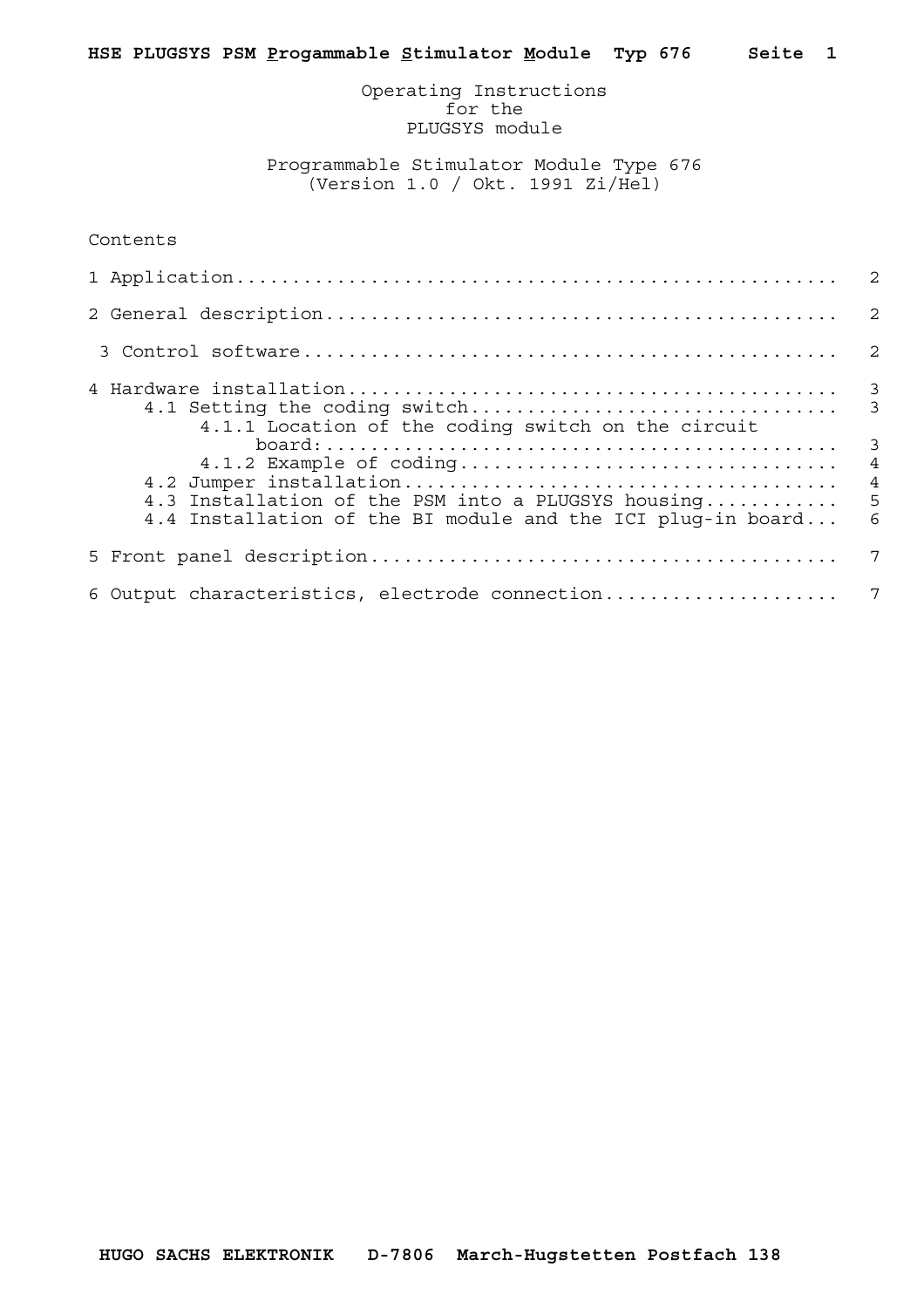Operating Instructions
for the
PLUGSYS module

Programmable Stimulator Module Type 676
(Version 1.0 / Okt. 1991 Zi/Hel)

Contents

1 Application .................................................. 2

2 General description .......................................... 2

3 Control software ............................................. 2

4 Hardware installation ........................................ 3
- 4.1 Setting the coding switch ................................ 3
  - 4.1.1 Location of the coding switch on the circuit board: ... 3
  - 4.1.2 Example of coding .................................... 4
- 4.2 Jumper installation ...................................... 4
- 4.3 Installation of the PSM into a PLUGSYS housing ........... 5
- 4.4 Installation of the BI module and the ICI plug-in board ... 6

5 Front panel description ...................................... 7

6 Output characteristics, electrode connection ................. 7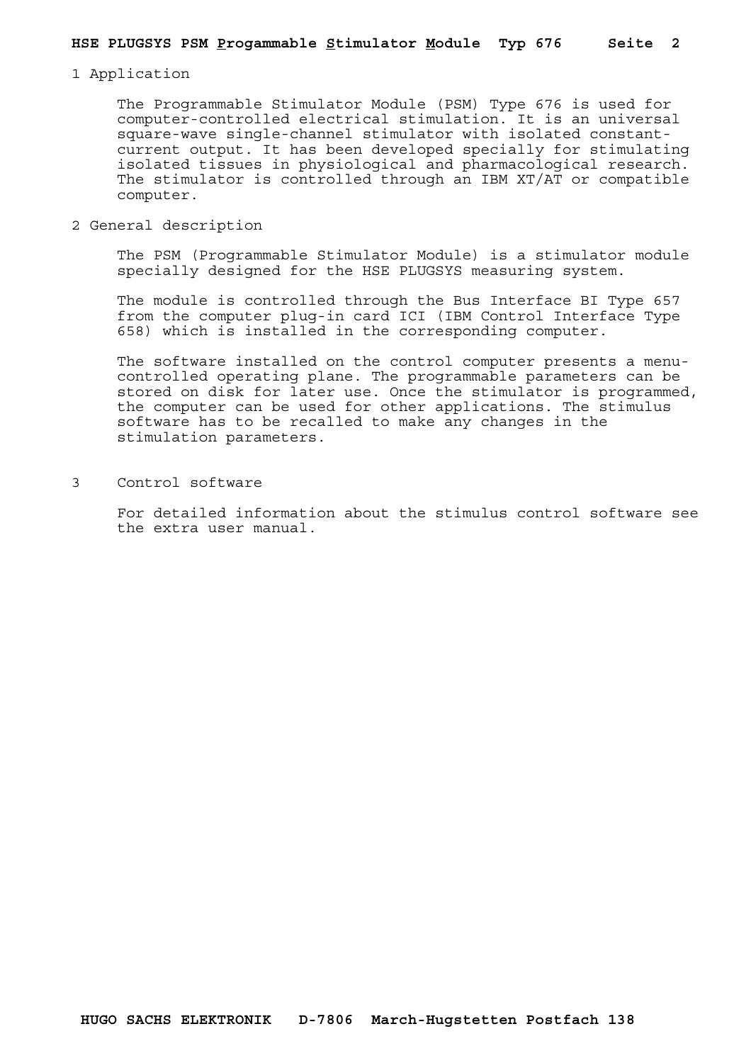## 1 Application

The Programmable Stimulator Module (PSM) Type 676 is used for computer-controlled electrical stimulation. It is an universal square-wave single-channel stimulator with isolated constant-current output. It has been developed specially for stimulating isolated tissues in physiological and pharmacological research. The stimulator is controlled through an IBM XT/AT or compatible computer.

## 2 General description

The PSM (Programmable Stimulator Module) is a stimulator module specially designed for the HSE PLUGSYS measuring system.

The module is controlled through the Bus Interface BI Type 657 from the computer plug-in card ICI (IBM Control Interface Type 658) which is installed in the corresponding computer.

The software installed on the control computer presents a menu-controlled operating plane. The programmable parameters can be stored on disk for later use. Once the stimulator is programmed, the computer can be used for other applications. The stimulus software has to be recalled to make any changes in the stimulation parameters.

## 3 Control software

For detailed information about the stimulus control software see the extra user manual.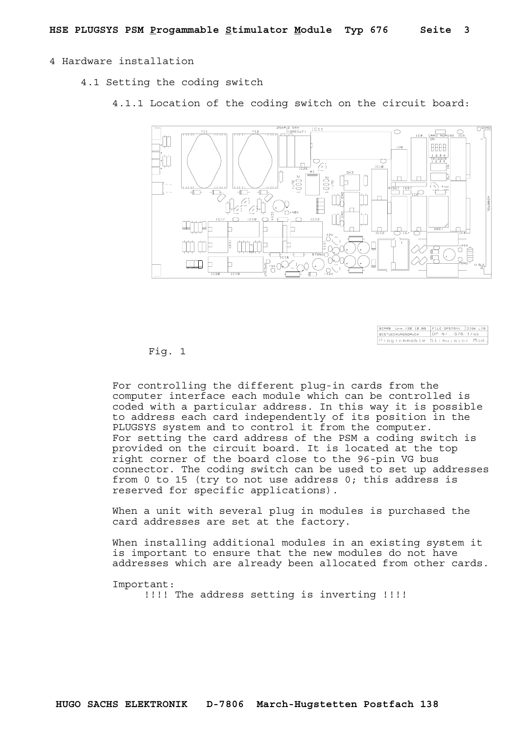# 4 Hardware installation

## 4.1 Setting the coding switch

### 4.1.1 Location of the coding switch on the circuit board:

Fig. 1

For controlling the different plug-in cards from the computer interface each module which can be controlled is coded with a particular address. In this way it is possible to address each card independently of its position in the PLUGSYS system and to control it from the computer.
For setting the card address of the PSM a coding switch is provided on the circuit board. It is located at the top right corner of the board close to the 96-pin VG bus connector. The coding switch can be used to set up addresses from 0 to 15 (try to not use address 0; this address is reserved for specific applications).

When a unit with several plug in modules is purchased the card addresses are set at the factory.

When installing additional modules in an existing system it is important to ensure that the new modules do not have addresses which are already been allocated from other cards.

Important:
!!!! The address setting is inverting !!!!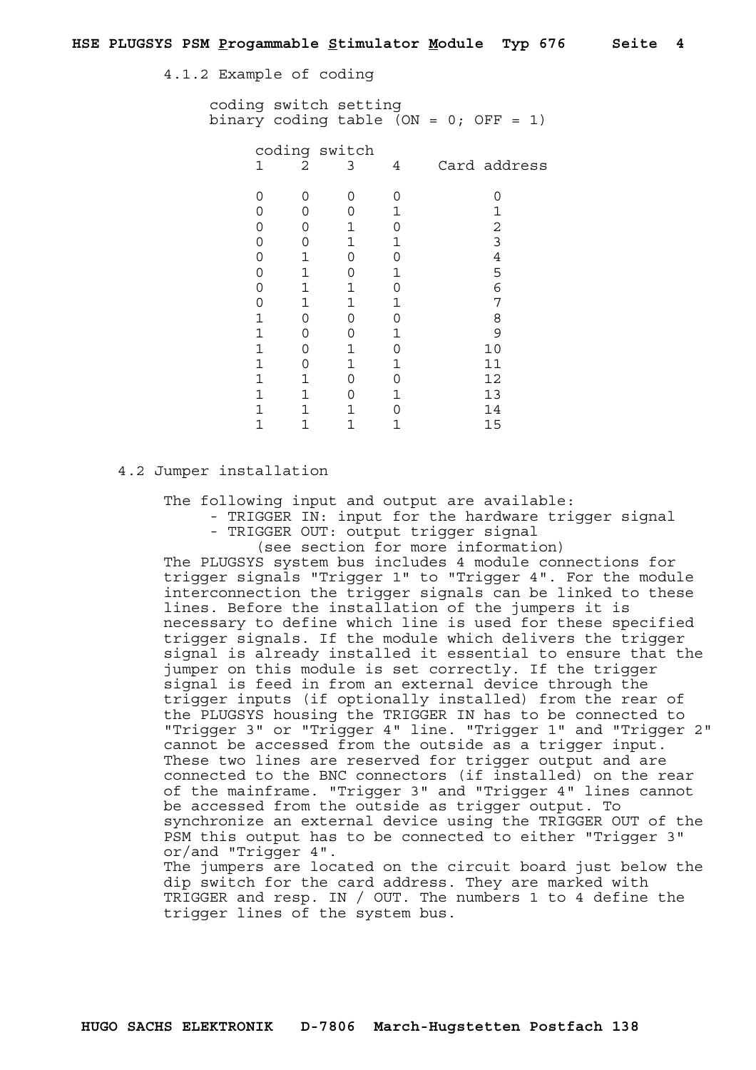### 4.1.2 Example of coding

coding switch setting
binary coding table (ON = 0; OFF = 1)

| coding switch 1 | 2 | 3 | 4 | Card address |
|---|---|---|---|---|
| 0 | 0 | 0 | 0 | 0 |
| 0 | 0 | 0 | 1 | 1 |
| 0 | 0 | 1 | 0 | 2 |
| 0 | 0 | 1 | 1 | 3 |
| 0 | 1 | 0 | 0 | 4 |
| 0 | 1 | 0 | 1 | 5 |
| 0 | 1 | 1 | 0 | 6 |
| 0 | 1 | 1 | 1 | 7 |
| 1 | 0 | 0 | 0 | 8 |
| 1 | 0 | 0 | 1 | 9 |
| 1 | 0 | 1 | 0 | 10 |
| 1 | 0 | 1 | 1 | 11 |
| 1 | 1 | 0 | 0 | 12 |
| 1 | 1 | 0 | 1 | 13 |
| 1 | 1 | 1 | 0 | 14 |
| 1 | 1 | 1 | 1 | 15 |

## 4.2 Jumper installation

The following input and output are available:

- TRIGGER IN: input for the hardware trigger signal
- TRIGGER OUT: output trigger signal
  (see section for more information)

The PLUGSYS system bus includes 4 module connections for trigger signals "Trigger 1" to "Trigger 4". For the module interconnection the trigger signals can be linked to these lines. Before the installation of the jumpers it is necessary to define which line is used for these specified trigger signals. If the module which delivers the trigger signal is already installed it essential to ensure that the jumper on this module is set correctly. If the trigger signal is feed in from an external device through the trigger inputs (if optionally installed) from the rear of the PLUGSYS housing the TRIGGER IN has to be connected to "Trigger 3" or "Trigger 4" line. "Trigger 1" and "Trigger 2" cannot be accessed from the outside as a trigger input. These two lines are reserved for trigger output and are connected to the BNC connectors (if installed) on the rear of the mainframe. "Trigger 3" and "Trigger 4" lines cannot be accessed from the outside as trigger output. To synchronize an external device using the TRIGGER OUT of the PSM this output has to be connected to either "Trigger 3" or/and "Trigger 4".
The jumpers are located on the circuit board just below the dip switch for the card address. They are marked with TRIGGER and resp. IN / OUT. The numbers 1 to 4 define the trigger lines of the system bus.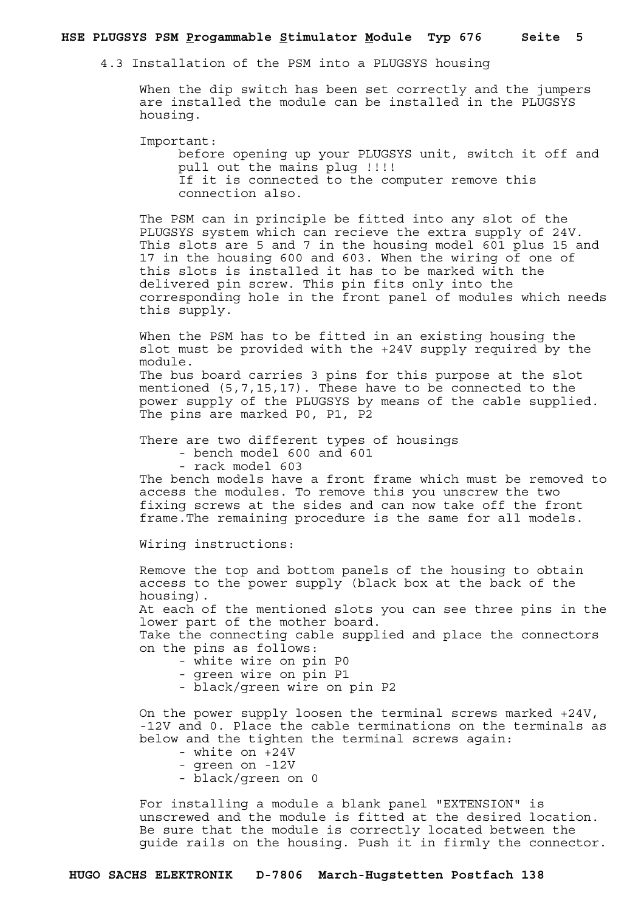## 4.3 Installation of the PSM into a PLUGSYS housing

When the dip switch has been set correctly and the jumpers are installed the module can be installed in the PLUGSYS housing.

Important:

before opening up your PLUGSYS unit, switch it off and pull out the mains plug !!!!
If it is connected to the computer remove this connection also.

The PSM can in principle be fitted into any slot of the PLUGSYS system which can recieve the extra supply of 24V. This slots are 5 and 7 in the housing model 601 plus 15 and 17 in the housing 600 and 603. When the wiring of one of this slots is installed it has to be marked with the delivered pin screw. This pin fits only into the corresponding hole in the front panel of modules which needs this supply.

When the PSM has to be fitted in an existing housing the slot must be provided with the +24V supply required by the module.
The bus board carries 3 pins for this purpose at the slot mentioned (5,7,15,17). These have to be connected to the power supply of the PLUGSYS by means of the cable supplied. The pins are marked P0, P1, P2

There are two different types of housings

- bench model 600 and 601
- rack model 603

The bench models have a front frame which must be removed to access the modules. To remove this you unscrew the two fixing screws at the sides and can now take off the front frame.The remaining procedure is the same for all models.

Wiring instructions:

Remove the top and bottom panels of the housing to obtain access to the power supply (black box at the back of the housing).
At each of the mentioned slots you can see three pins in the lower part of the mother board.
Take the connecting cable supplied and place the connectors on the pins as follows:

- white wire on pin P0
- green wire on pin P1
- black/green wire on pin P2

On the power supply loosen the terminal screws marked +24V, -12V and 0. Place the cable terminations on the terminals as below and the tighten the terminal screws again:

- white on +24V
- green on -12V
- black/green on 0

For installing a module a blank panel "EXTENSION" is unscrewed and the module is fitted at the desired location. Be sure that the module is correctly located between the guide rails on the housing. Push it in firmly the connector.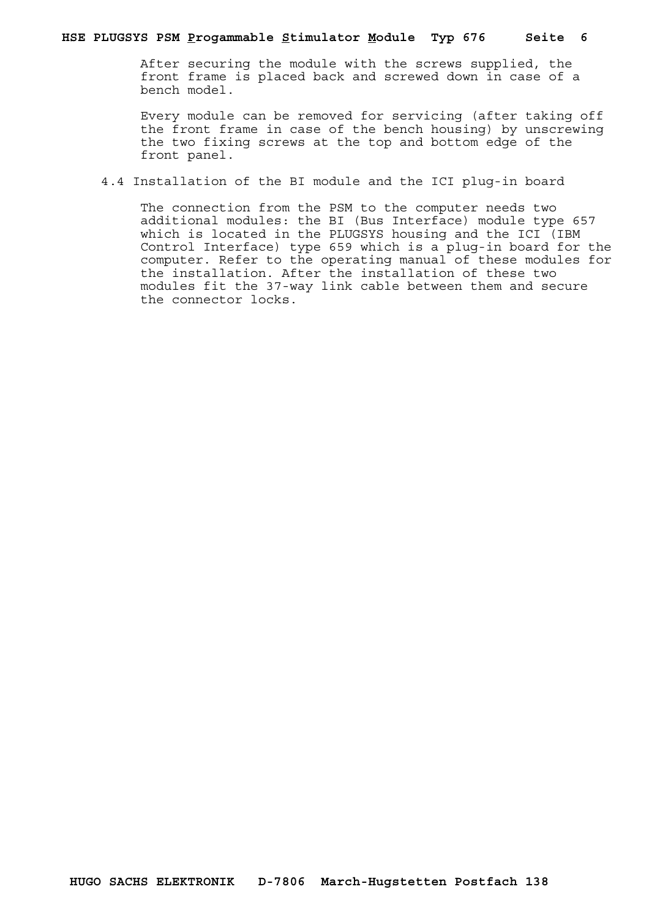After securing the module with the screws supplied, the front frame is placed back and screwed down in case of a bench model.

Every module can be removed for servicing (after taking off the front frame in case of the bench housing) by unscrewing the two fixing screws at the top and bottom edge of the front panel.

## 4.4 Installation of the BI module and the ICI plug-in board

The connection from the PSM to the computer needs two additional modules: the BI (Bus Interface) module type 657 which is located in the PLUGSYS housing and the ICI (IBM Control Interface) type 659 which is a plug-in board for the computer. Refer to the operating manual of these modules for the installation. After the installation of these two modules fit the 37-way link cable between them and secure the connector locks.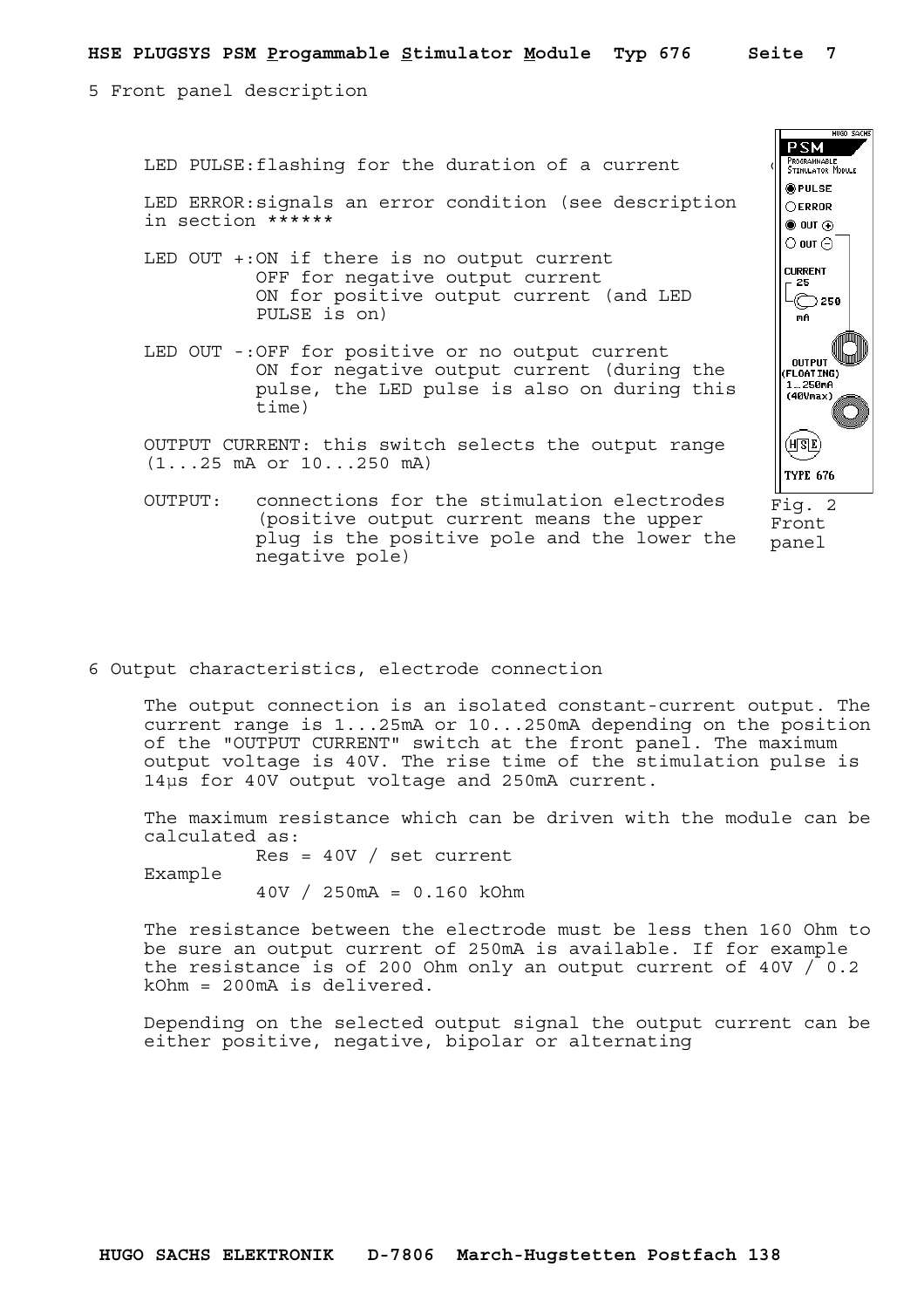## 5 Front panel description

LED PULSE: flashing for the duration of a current

LED ERROR: signals an error condition (see description in section ******

LED OUT +: ON if there is no output current
OFF for negative output current
ON for positive output current (and LED PULSE is on)

LED OUT -: OFF for positive or no output current
ON for negative output current (during the pulse, the LED pulse is also on during this time)

OUTPUT CURRENT: this switch selects the output range (1...25 mA or 10...250 mA)

OUTPUT: connections for the stimulation electrodes (positive output current means the upper plug is the positive pole and the lower the negative pole)

Fig. 2 Front panel

## 6 Output characteristics, electrode connection

The output connection is an isolated constant-current output. The current range is 1...25mA or 10...250mA depending on the position of the "OUTPUT CURRENT" switch at the front panel. The maximum output voltage is 40V. The rise time of the stimulation pulse is 14µs for 40V output voltage and 250mA current.

The maximum resistance which can be driven with the module can be calculated as:

$$Res = 40V / \text{set current}$$

Example

$$40V / 250mA = 0.160 \text{ kOhm}$$

The resistance between the electrode must be less then 160 Ohm to be sure an output current of 250mA is available. If for example the resistance is of 200 Ohm only an output current of 40V / 0.2 kOhm = 200mA is delivered.

Depending on the selected output signal the output current can be either positive, negative, bipolar or alternating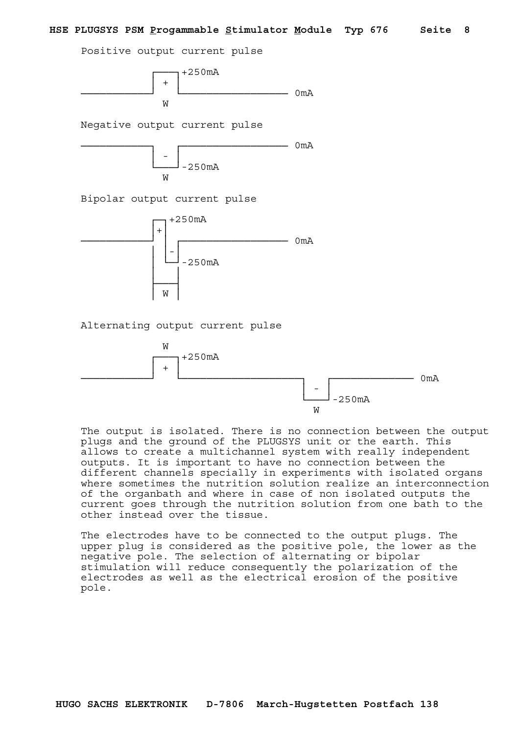Positive output current pulse

+250mA

\+

0mA

W

Negative output current pulse

0mA

\-

-250mA

W

Bipolar output current pulse

+250mA

\+

0mA

\-

-250mA

W

Alternating output current pulse

W

+250mA

\+

0mA

\-

-250mA

W

The output is isolated. There is no connection between the output plugs and the ground of the PLUGSYS unit or the earth. This allows to create a multichannel system with really independent outputs. It is important to have no connection between the different channels specially in experiments with isolated organs where sometimes the nutrition solution realize an interconnection of the organbath and where in case of non isolated outputs the current goes through the nutrition solution from one bath to the other instead over the tissue.

The electrodes have to be connected to the output plugs. The upper plug is considered as the positive pole, the lower as the negative pole. The selection of alternating or bipolar stimulation will reduce consequently the polarization of the electrodes as well as the electrical erosion of the positive pole.